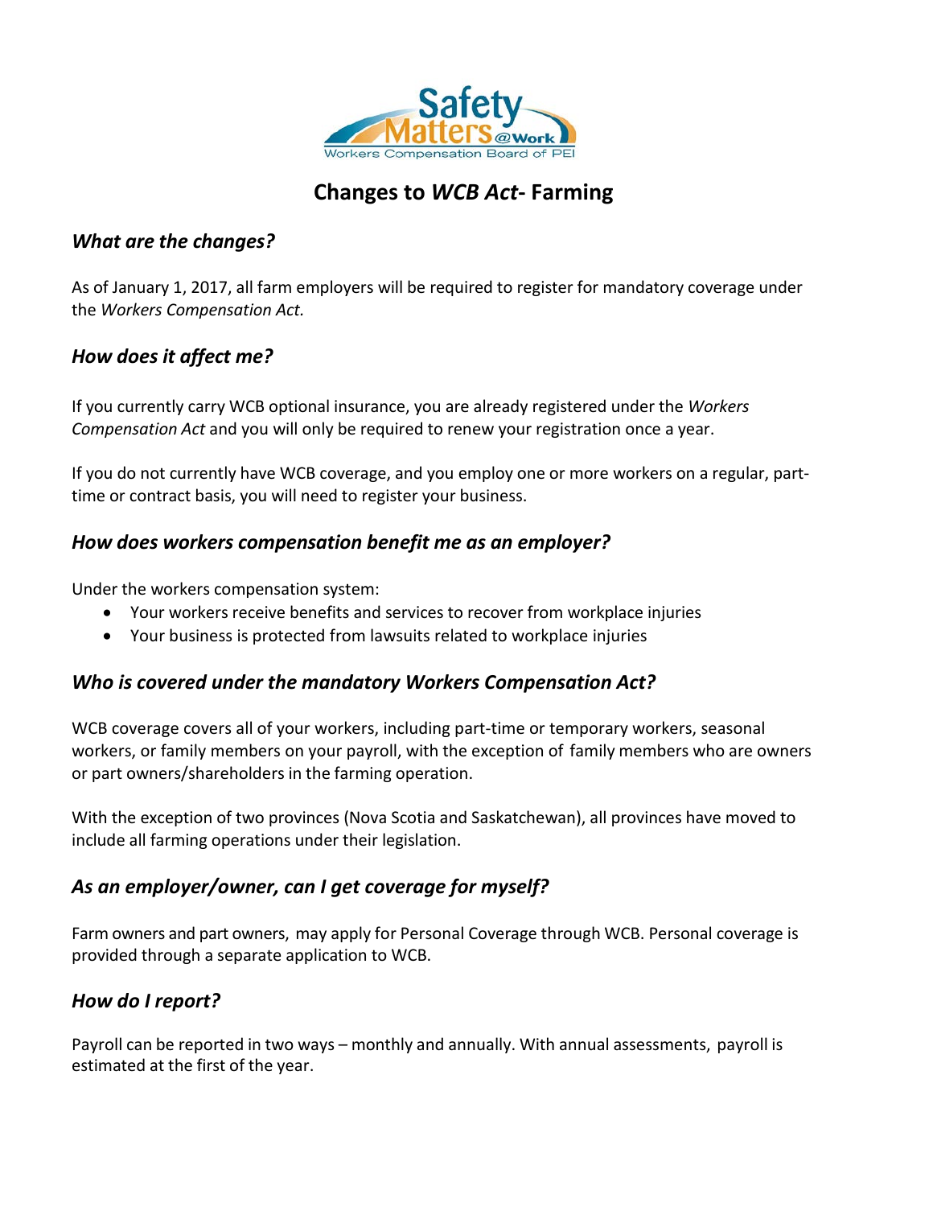# Changes to *WCB Act*- Farming

## *What are the changes?*

As of January 1, 2017, all farm employers will be required to register for mandatory coverage under the *Workers Compensation Act.*

## *How does it affect me?*

If you currently carry WCB optional insurance, you are already registered under the *Workers Compensation Act* and you will only be required to renew your registration once a year.

If you do not currently have WCB coverage, and you employ one or more workers on a regular, part-time or contract basis, you will need to register your business.

## *How does workers compensation benefit me as an employer?*

Under the workers compensation system:

- Your workers receive benefits and services to recover from workplace injuries
- Your business is protected from lawsuits related to workplace injuries

## *Who is covered under the mandatory Workers Compensation Act?*

WCB coverage covers all of your workers, including part-time or temporary workers, seasonal workers, or family members on your payroll, with the exception of family members who are owners or part owners/shareholders in the farming operation.

With the exception of two provinces (Nova Scotia and Saskatchewan), all provinces have moved to include all farming operations under their legislation.

## *As an employer/owner, can I get coverage for myself?*

Farm owners and part owners, may apply for Personal Coverage through WCB. Personal coverage is provided through a separate application to WCB.

## *How do I report?*

Payroll can be reported in two ways – monthly and annually. With annual assessments, payroll is estimated at the first of the year.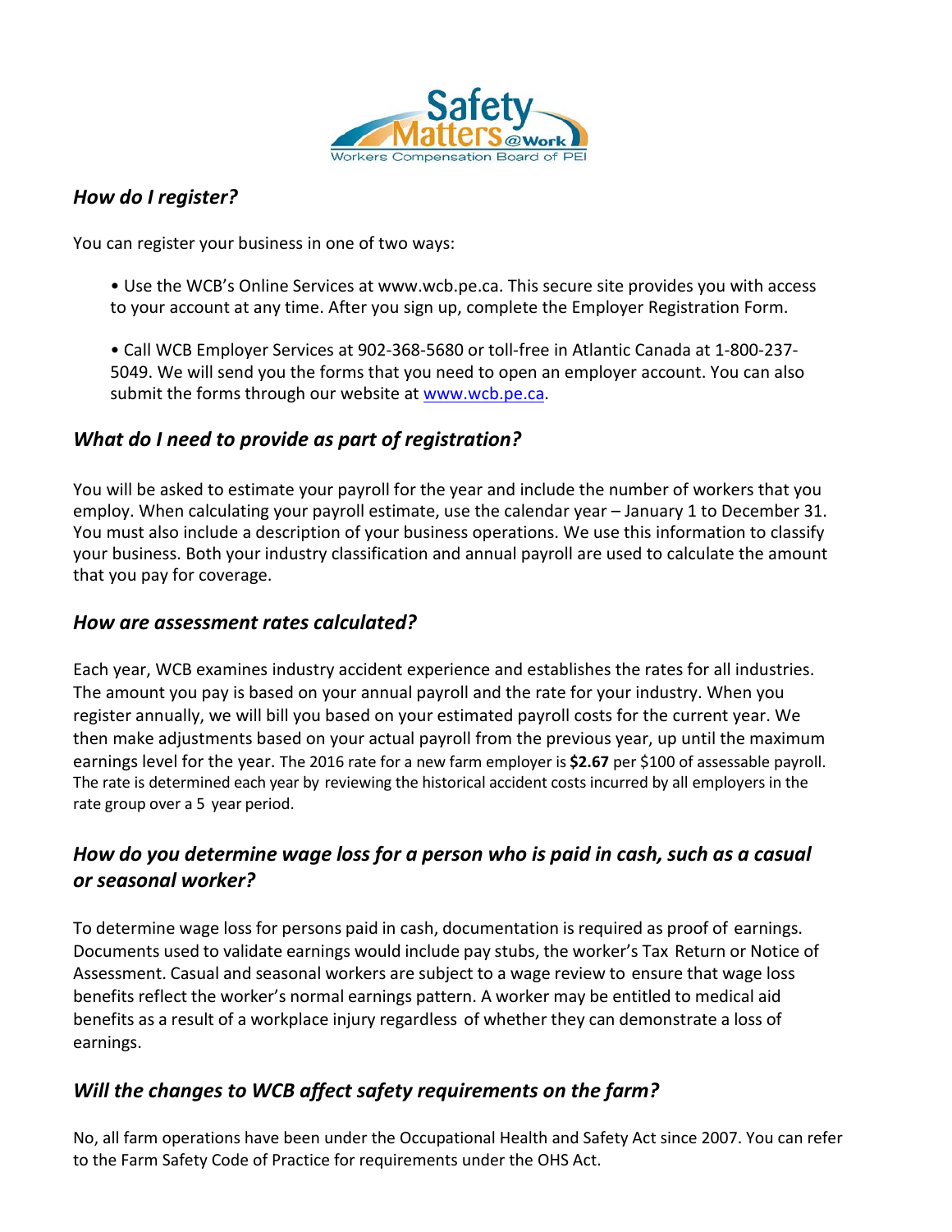## *How do I register?*

You can register your business in one of two ways:

- Use the WCB's Online Services at www.wcb.pe.ca. This secure site provides you with access to your account at any time. After you sign up, complete the Employer Registration Form.

- Call WCB Employer Services at 902-368-5680 or toll-free in Atlantic Canada at 1-800-237-5049. We will send you the forms that you need to open an employer account. You can also submit the forms through our website at [www.wcb.pe.ca](http://www.wcb.pe.ca).

## *What do I need to provide as part of registration?*

You will be asked to estimate your payroll for the year and include the number of workers that you employ. When calculating your payroll estimate, use the calendar year – January 1 to December 31. You must also include a description of your business operations. We use this information to classify your business. Both your industry classification and annual payroll are used to calculate the amount that you pay for coverage.

## *How are assessment rates calculated?*

Each year, WCB examines industry accident experience and establishes the rates for all industries. The amount you pay is based on your annual payroll and the rate for your industry. When you register annually, we will bill you based on your estimated payroll costs for the current year. We then make adjustments based on your actual payroll from the previous year, up until the maximum earnings level for the year. The 2016 rate for a new farm employer is **$2.67** per $100 of assessable payroll. The rate is determined each year by reviewing the historical accident costs incurred by all employers in the rate group over a 5 year period.

## *How do you determine wage loss for a person who is paid in cash, such as a casual or seasonal worker?*

To determine wage loss for persons paid in cash, documentation is required as proof of earnings. Documents used to validate earnings would include pay stubs, the worker's Tax Return or Notice of Assessment. Casual and seasonal workers are subject to a wage review to ensure that wage loss benefits reflect the worker's normal earnings pattern. A worker may be entitled to medical aid benefits as a result of a workplace injury regardless of whether they can demonstrate a loss of earnings.

## *Will the changes to WCB affect safety requirements on the farm?*

No, all farm operations have been under the Occupational Health and Safety Act since 2007. You can refer to the Farm Safety Code of Practice for requirements under the OHS Act.